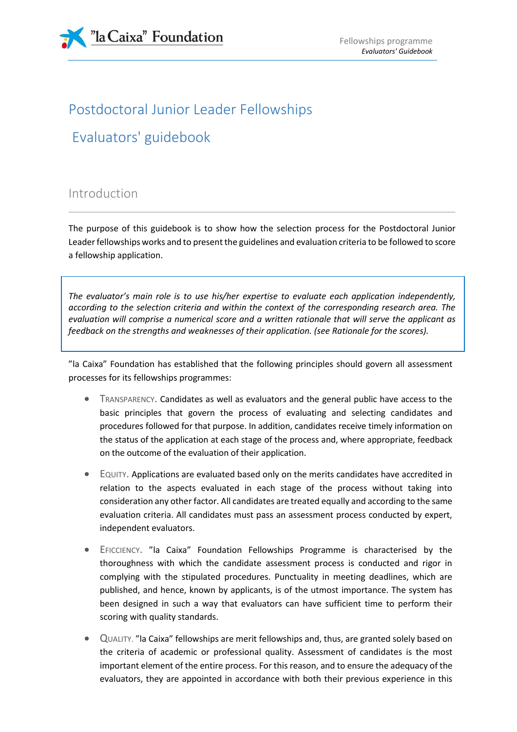# Postdoctoral Junior Leader Fellowships

# Evaluators' guidebook

## Introduction

The purpose of this guidebook is to show how the selection process for the Postdoctoral Junior Leader fellowships works and to present the guidelines and evaluation criteria to be followed to score a fellowship application.

> *The evaluator's main role is to use his/her expertise to evaluate each application independently, according to the selection criteria and within the context of the corresponding research area. The evaluation will comprise a numerical score and a written rationale that will serve the applicant as feedback on the strengths and weaknesses of their application. (see Rationale for the scores).*

"la Caixa" Foundation has established that the following principles should govern all assessment processes for its fellowships programmes:

- TRANSPARENCY. Candidates as well as evaluators and the general public have access to the basic principles that govern the process of evaluating and selecting candidates and procedures followed for that purpose. In addition, candidates receive timely information on the status of the application at each stage of the process and, where appropriate, feedback on the outcome of the evaluation of their application.
- EQUITY. Applications are evaluated based only on the merits candidates have accredited in relation to the aspects evaluated in each stage of the process without taking into consideration any other factor. All candidates are treated equally and according to the same evaluation criteria. All candidates must pass an assessment process conducted by expert, independent evaluators.
- EFICCIENCY. "la Caixa" Foundation Fellowships Programme is characterised by the thoroughness with which the candidate assessment process is conducted and rigor in complying with the stipulated procedures. Punctuality in meeting deadlines, which are published, and hence, known by applicants, is of the utmost importance. The system has been designed in such a way that evaluators can have sufficient time to perform their scoring with quality standards.
- QUALITY. "la Caixa" fellowships are merit fellowships and, thus, are granted solely based on the criteria of academic or professional quality. Assessment of candidates is the most important element of the entire process. For this reason, and to ensure the adequacy of the evaluators, they are appointed in accordance with both their previous experience in this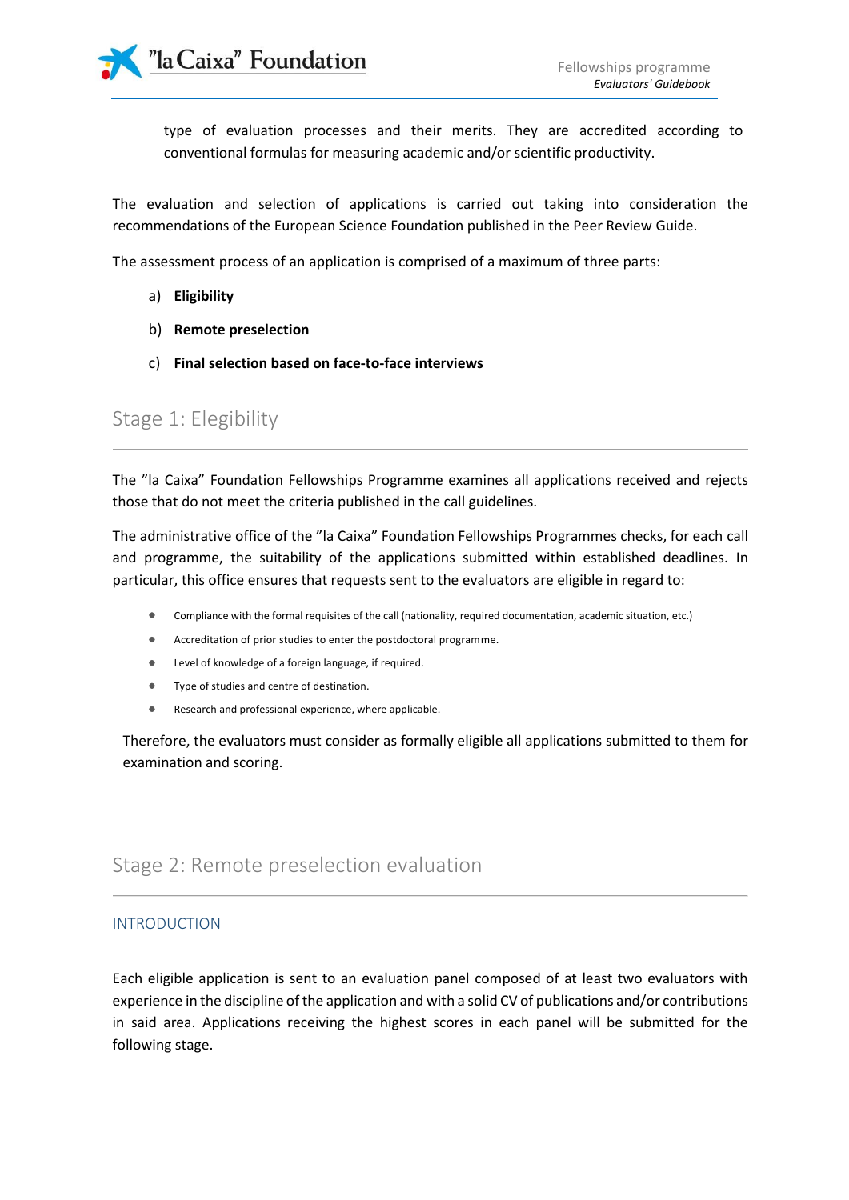type of evaluation processes and their merits. They are accredited according to conventional formulas for measuring academic and/or scientific productivity.

The evaluation and selection of applications is carried out taking into consideration the recommendations of the European Science Foundation published in the Peer Review Guide.

The assessment process of an application is comprised of a maximum of three parts:

a) **Eligibility**

b) **Remote preselection**

c) **Final selection based on face-to-face interviews**

## Stage 1: Elegibility

The "la Caixa" Foundation Fellowships Programme examines all applications received and rejects those that do not meet the criteria published in the call guidelines.

The administrative office of the "la Caixa" Foundation Fellowships Programmes checks, for each call and programme, the suitability of the applications submitted within established deadlines. In particular, this office ensures that requests sent to the evaluators are eligible in regard to:

- Compliance with the formal requisites of the call (nationality, required documentation, academic situation, etc.)
- Accreditation of prior studies to enter the postdoctoral programme.
- Level of knowledge of a foreign language, if required.
- Type of studies and centre of destination.
- Research and professional experience, where applicable.

Therefore, the evaluators must consider as formally eligible all applications submitted to them for examination and scoring.

## Stage 2: Remote preselection evaluation

### INTRODUCTION

Each eligible application is sent to an evaluation panel composed of at least two evaluators with experience in the discipline of the application and with a solid CV of publications and/or contributions in said area. Applications receiving the highest scores in each panel will be submitted for the following stage.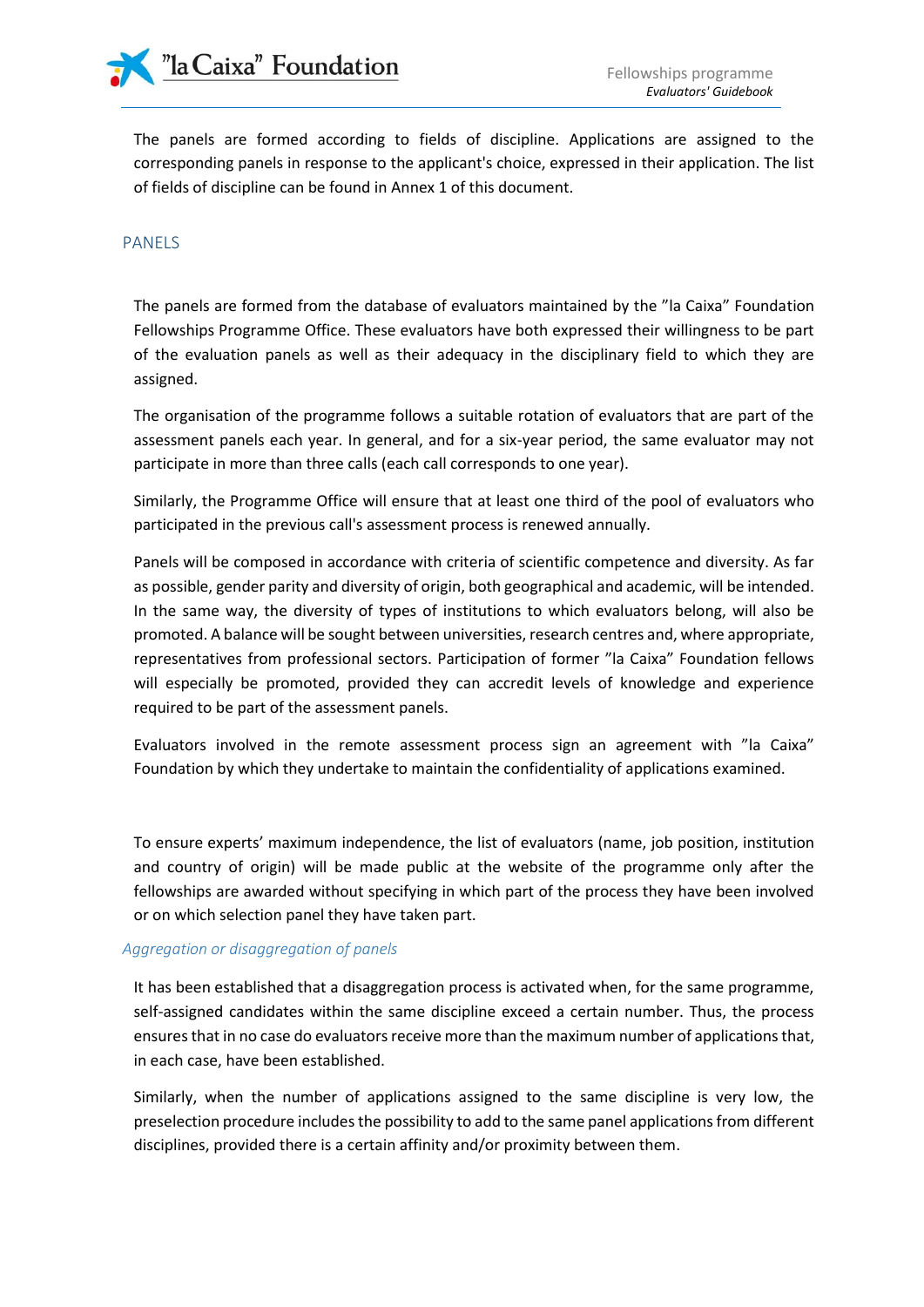The panels are formed according to fields of discipline. Applications are assigned to the corresponding panels in response to the applicant's choice, expressed in their application. The list of fields of discipline can be found in Annex 1 of this document.

## PANELS

The panels are formed from the database of evaluators maintained by the ”la Caixa” Foundation Fellowships Programme Office. These evaluators have both expressed their willingness to be part of the evaluation panels as well as their adequacy in the disciplinary field to which they are assigned.

The organisation of the programme follows a suitable rotation of evaluators that are part of the assessment panels each year. In general, and for a six-year period, the same evaluator may not participate in more than three calls (each call corresponds to one year).

Similarly, the Programme Office will ensure that at least one third of the pool of evaluators who participated in the previous call's assessment process is renewed annually.

Panels will be composed in accordance with criteria of scientific competence and diversity. As far as possible, gender parity and diversity of origin, both geographical and academic, will be intended. In the same way, the diversity of types of institutions to which evaluators belong, will also be promoted. A balance will be sought between universities, research centres and, where appropriate, representatives from professional sectors. Participation of former ”la Caixa” Foundation fellows will especially be promoted, provided they can accredit levels of knowledge and experience required to be part of the assessment panels.

Evaluators involved in the remote assessment process sign an agreement with ”la Caixa” Foundation by which they undertake to maintain the confidentiality of applications examined.

To ensure experts' maximum independence, the list of evaluators (name, job position, institution and country of origin) will be made public at the website of the programme only after the fellowships are awarded without specifying in which part of the process they have been involved or on which selection panel they have taken part.

### *Aggregation or disaggregation of panels*

It has been established that a disaggregation process is activated when, for the same programme, self-assigned candidates within the same discipline exceed a certain number. Thus, the process ensures that in no case do evaluators receive more than the maximum number of applications that, in each case, have been established.

Similarly, when the number of applications assigned to the same discipline is very low, the preselection procedure includes the possibility to add to the same panel applications from different disciplines, provided there is a certain affinity and/or proximity between them.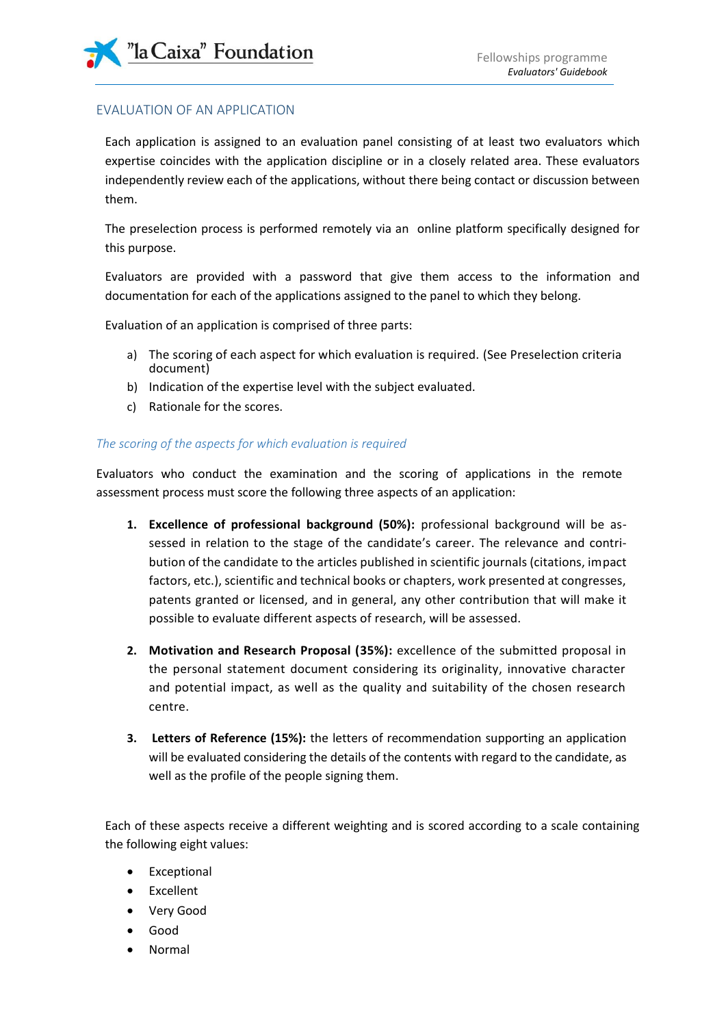## EVALUATION OF AN APPLICATION

Each application is assigned to an evaluation panel consisting of at least two evaluators which expertise coincides with the application discipline or in a closely related area. These evaluators independently review each of the applications, without there being contact or discussion between them.

The preselection process is performed remotely via an online platform specifically designed for this purpose.

Evaluators are provided with a password that give them access to the information and documentation for each of the applications assigned to the panel to which they belong.

Evaluation of an application is comprised of three parts:

a) The scoring of each aspect for which evaluation is required. (See Preselection criteria document)
b) Indication of the expertise level with the subject evaluated.
c) Rationale for the scores.

### *The scoring of the aspects for which evaluation is required*

Evaluators who conduct the examination and the scoring of applications in the remote assessment process must score the following three aspects of an application:

1. **Excellence of professional background (50%):** professional background will be assessed in relation to the stage of the candidate's career. The relevance and contribution of the candidate to the articles published in scientific journals (citations, impact factors, etc.), scientific and technical books or chapters, work presented at congresses, patents granted or licensed, and in general, any other contribution that will make it possible to evaluate different aspects of research, will be assessed.

2. **Motivation and Research Proposal (35%):** excellence of the submitted proposal in the personal statement document considering its originality, innovative character and potential impact, as well as the quality and suitability of the chosen research centre.

3. **Letters of Reference (15%):** the letters of recommendation supporting an application will be evaluated considering the details of the contents with regard to the candidate, as well as the profile of the people signing them.

Each of these aspects receive a different weighting and is scored according to a scale containing the following eight values:

- Exceptional
- Excellent
- Very Good
- Good
- Normal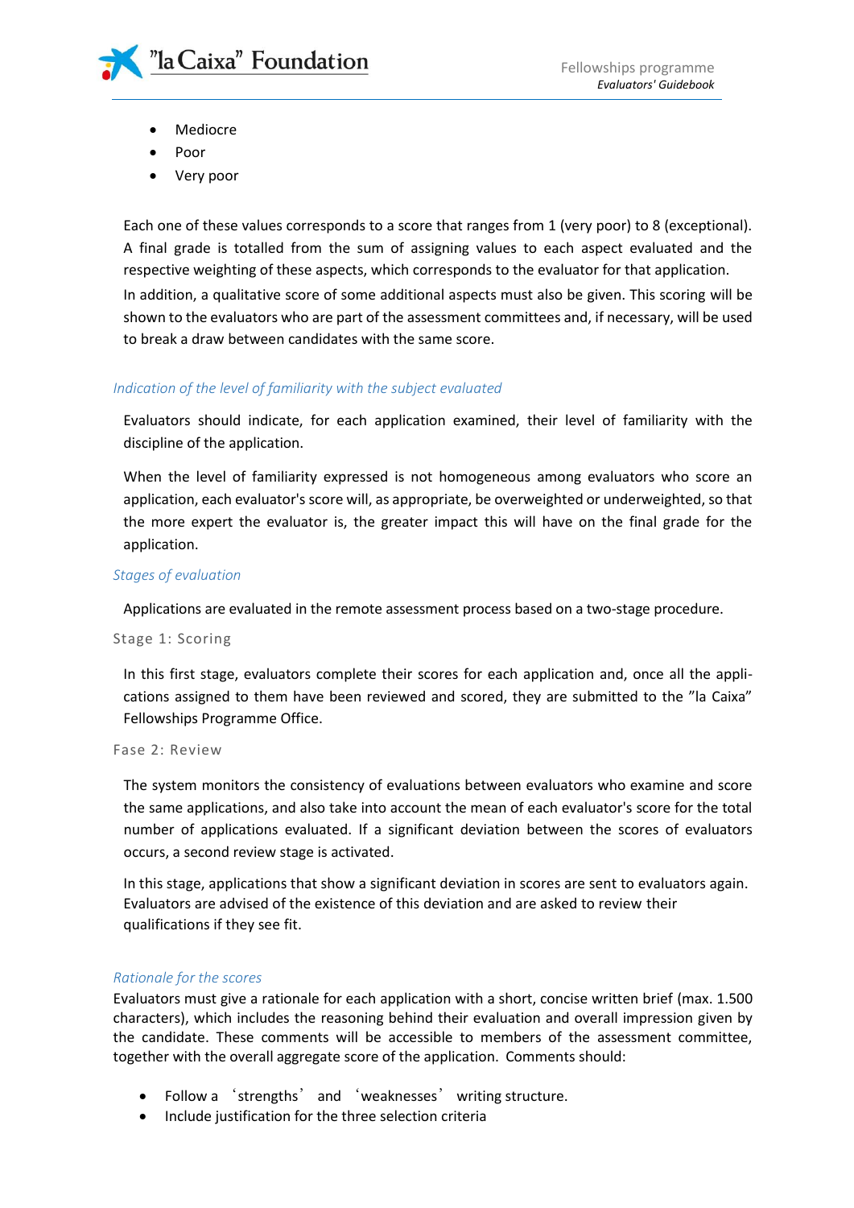- Mediocre
- Poor
- Very poor

Each one of these values corresponds to a score that ranges from 1 (very poor) to 8 (exceptional). A final grade is totalled from the sum of assigning values to each aspect evaluated and the respective weighting of these aspects, which corresponds to the evaluator for that application.

In addition, a qualitative score of some additional aspects must also be given. This scoring will be shown to the evaluators who are part of the assessment committees and, if necessary, will be used to break a draw between candidates with the same score.

### *Indication of the level of familiarity with the subject evaluated*

Evaluators should indicate, for each application examined, their level of familiarity with the discipline of the application.

When the level of familiarity expressed is not homogeneous among evaluators who score an application, each evaluator's score will, as appropriate, be overweighted or underweighted, so that the more expert the evaluator is, the greater impact this will have on the final grade for the application.

### *Stages of evaluation*

Applications are evaluated in the remote assessment process based on a two-stage procedure.

#### Stage 1: Scoring

In this first stage, evaluators complete their scores for each application and, once all the applications assigned to them have been reviewed and scored, they are submitted to the "la Caixa" Fellowships Programme Office.

#### Fase 2: Review

The system monitors the consistency of evaluations between evaluators who examine and score the same applications, and also take into account the mean of each evaluator's score for the total number of applications evaluated. If a significant deviation between the scores of evaluators occurs, a second review stage is activated.

In this stage, applications that show a significant deviation in scores are sent to evaluators again. Evaluators are advised of the existence of this deviation and are asked to review their qualifications if they see fit.

### *Rationale for the scores*

Evaluators must give a rationale for each application with a short, concise written brief (max. 1.500 characters), which includes the reasoning behind their evaluation and overall impression given by the candidate. These comments will be accessible to members of the assessment committee, together with the overall aggregate score of the application. Comments should:

- Follow a 'strengths' and 'weaknesses' writing structure.
- Include justification for the three selection criteria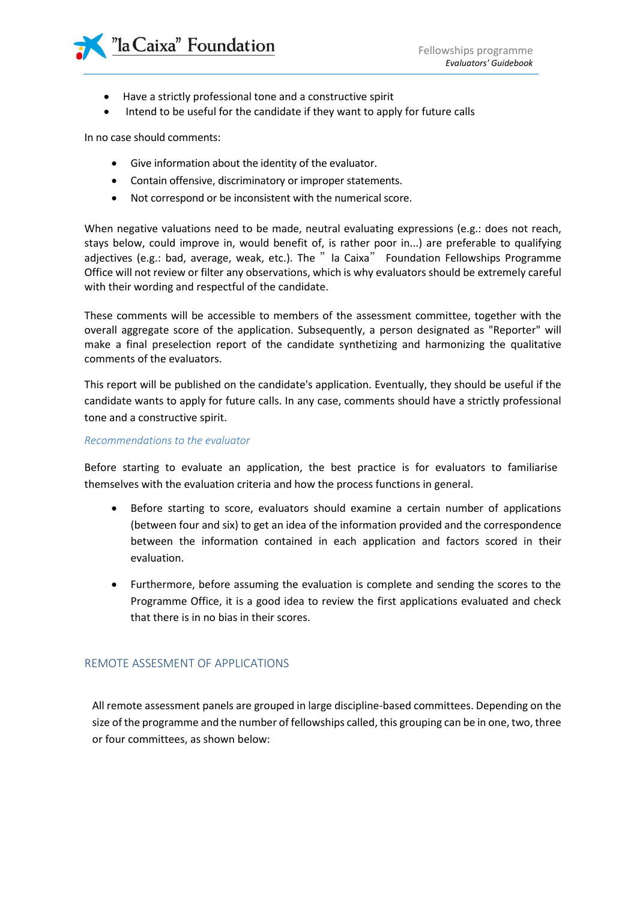- Have a strictly professional tone and a constructive spirit
- Intend to be useful for the candidate if they want to apply for future calls

In no case should comments:

- Give information about the identity of the evaluator.
- Contain offensive, discriminatory or improper statements.
- Not correspond or be inconsistent with the numerical score.

When negative valuations need to be made, neutral evaluating expressions (e.g.: does not reach, stays below, could improve in, would benefit of, is rather poor in...) are preferable to qualifying adjectives (e.g.: bad, average, weak, etc.). The " la Caixa" Foundation Fellowships Programme Office will not review or filter any observations, which is why evaluators should be extremely careful with their wording and respectful of the candidate.

These comments will be accessible to members of the assessment committee, together with the overall aggregate score of the application. Subsequently, a person designated as "Reporter" will make a final preselection report of the candidate synthetizing and harmonizing the qualitative comments of the evaluators.

This report will be published on the candidate's application. Eventually, they should be useful if the candidate wants to apply for future calls. In any case, comments should have a strictly professional tone and a constructive spirit.

### *Recommendations to the evaluator*

Before starting to evaluate an application, the best practice is for evaluators to familiarise themselves with the evaluation criteria and how the process functions in general.

- Before starting to score, evaluators should examine a certain number of applications (between four and six) to get an idea of the information provided and the correspondence between the information contained in each application and factors scored in their evaluation.

- Furthermore, before assuming the evaluation is complete and sending the scores to the Programme Office, it is a good idea to review the first applications evaluated and check that there is in no bias in their scores.

## REMOTE ASSESMENT OF APPLICATIONS

All remote assessment panels are grouped in large discipline-based committees. Depending on the size of the programme and the number of fellowships called, this grouping can be in one, two, three or four committees, as shown below: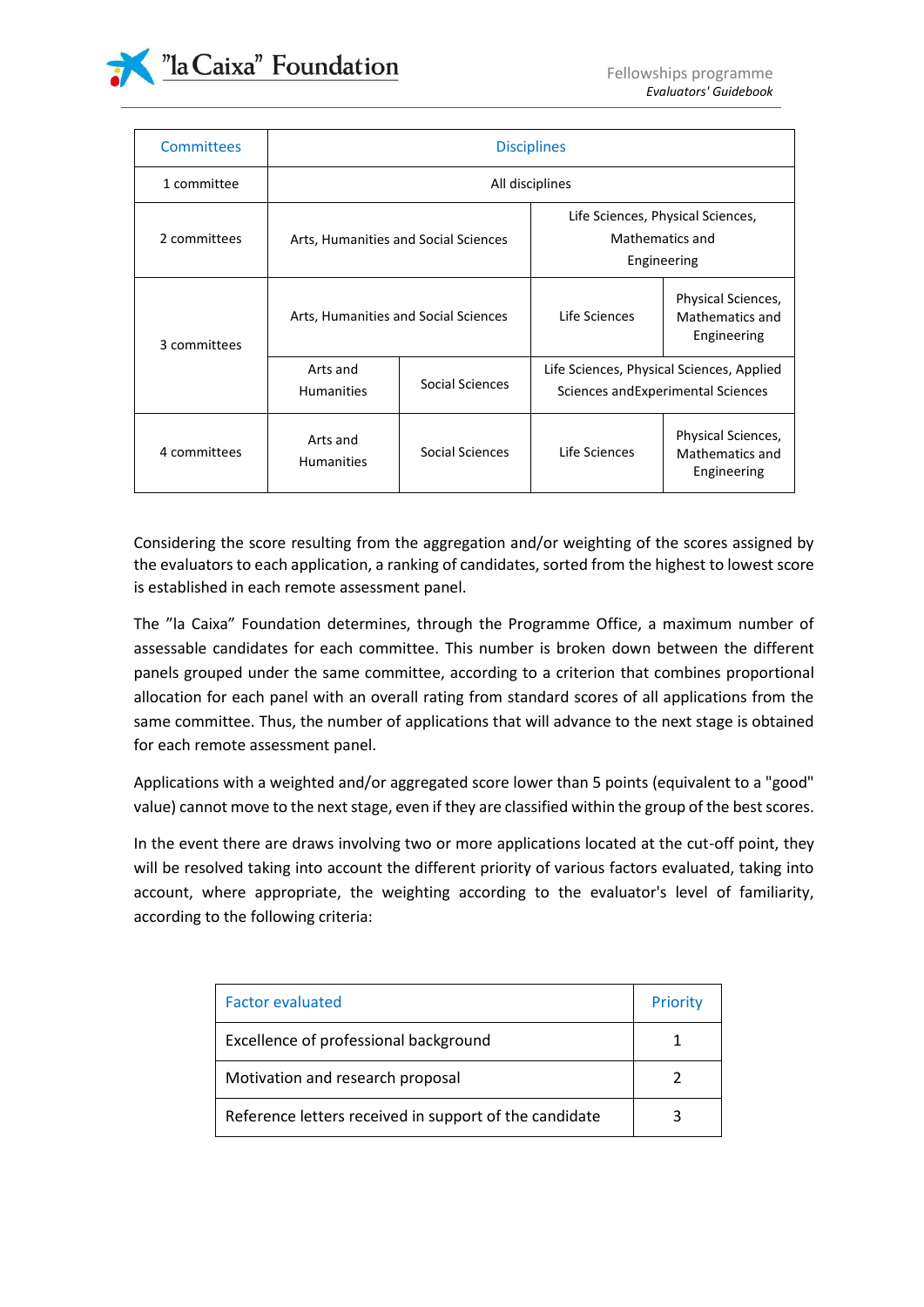| Committees | Disciplines | | | |
|---|---|---|---|---|
| 1 committee | All disciplines | | | |
| 2 committees | Arts, Humanities and Social Sciences | | Life Sciences, Physical Sciences, Mathematics and Engineering | |
| 3 committees | Arts, Humanities and Social Sciences | | Life Sciences | Physical Sciences, Mathematics and Engineering |
| | Arts and Humanities | Social Sciences | Life Sciences, Physical Sciences, Applied Sciences andExperimental Sciences | |
| 4 committees | Arts and Humanities | Social Sciences | Life Sciences | Physical Sciences, Mathematics and Engineering |

Considering the score resulting from the aggregation and/or weighting of the scores assigned by the evaluators to each application, a ranking of candidates, sorted from the highest to lowest score is established in each remote assessment panel.

The ”la Caixa” Foundation determines, through the Programme Office, a maximum number of assessable candidates for each committee. This number is broken down between the different panels grouped under the same committee, according to a criterion that combines proportional allocation for each panel with an overall rating from standard scores of all applications from the same committee. Thus, the number of applications that will advance to the next stage is obtained for each remote assessment panel.

Applications with a weighted and/or aggregated score lower than 5 points (equivalent to a "good" value) cannot move to the next stage, even if they are classified within the group of the best scores.

In the event there are draws involving two or more applications located at the cut-off point, they will be resolved taking into account the different priority of various factors evaluated, taking into account, where appropriate, the weighting according to the evaluator's level of familiarity, according to the following criteria:

| Factor evaluated | Priority |
|---|---|
| Excellence of professional background | 1 |
| Motivation and research proposal | 2 |
| Reference letters received in support of the candidate | 3 |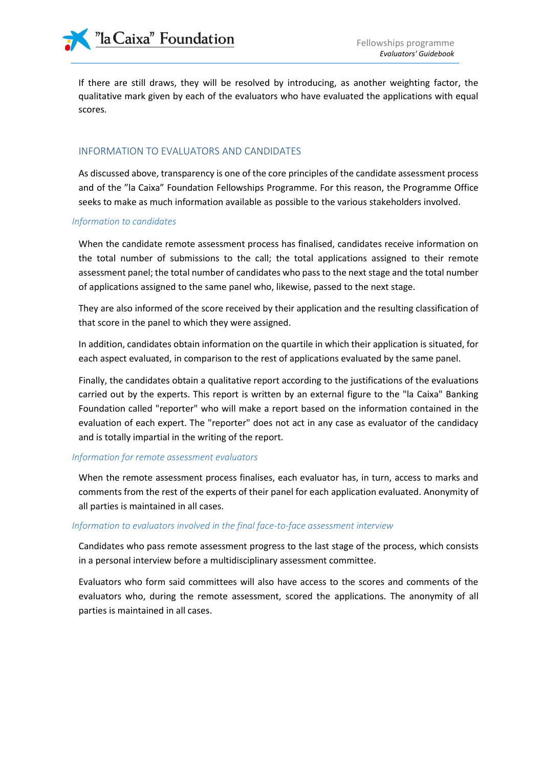If there are still draws, they will be resolved by introducing, as another weighting factor, the qualitative mark given by each of the evaluators who have evaluated the applications with equal scores.

## INFORMATION TO EVALUATORS AND CANDIDATES

As discussed above, transparency is one of the core principles of the candidate assessment process and of the ”la Caixa” Foundation Fellowships Programme. For this reason, the Programme Office seeks to make as much information available as possible to the various stakeholders involved.

### *Information to candidates*

When the candidate remote assessment process has finalised, candidates receive information on the total number of submissions to the call; the total applications assigned to their remote assessment panel; the total number of candidates who pass to the next stage and the total number of applications assigned to the same panel who, likewise, passed to the next stage.

They are also informed of the score received by their application and the resulting classification of that score in the panel to which they were assigned.

In addition, candidates obtain information on the quartile in which their application is situated, for each aspect evaluated, in comparison to the rest of applications evaluated by the same panel.

Finally, the candidates obtain a qualitative report according to the justifications of the evaluations carried out by the experts. This report is written by an external figure to the "la Caixa" Banking Foundation called "reporter" who will make a report based on the information contained in the evaluation of each expert. The "reporter" does not act in any case as evaluator of the candidacy and is totally impartial in the writing of the report.

### *Information for remote assessment evaluators*

When the remote assessment process finalises, each evaluator has, in turn, access to marks and comments from the rest of the experts of their panel for each application evaluated. Anonymity of all parties is maintained in all cases.

### *Information to evaluators involved in the final face-to-face assessment interview*

Candidates who pass remote assessment progress to the last stage of the process, which consists in a personal interview before a multidisciplinary assessment committee.

Evaluators who form said committees will also have access to the scores and comments of the evaluators who, during the remote assessment, scored the applications. The anonymity of all parties is maintained in all cases.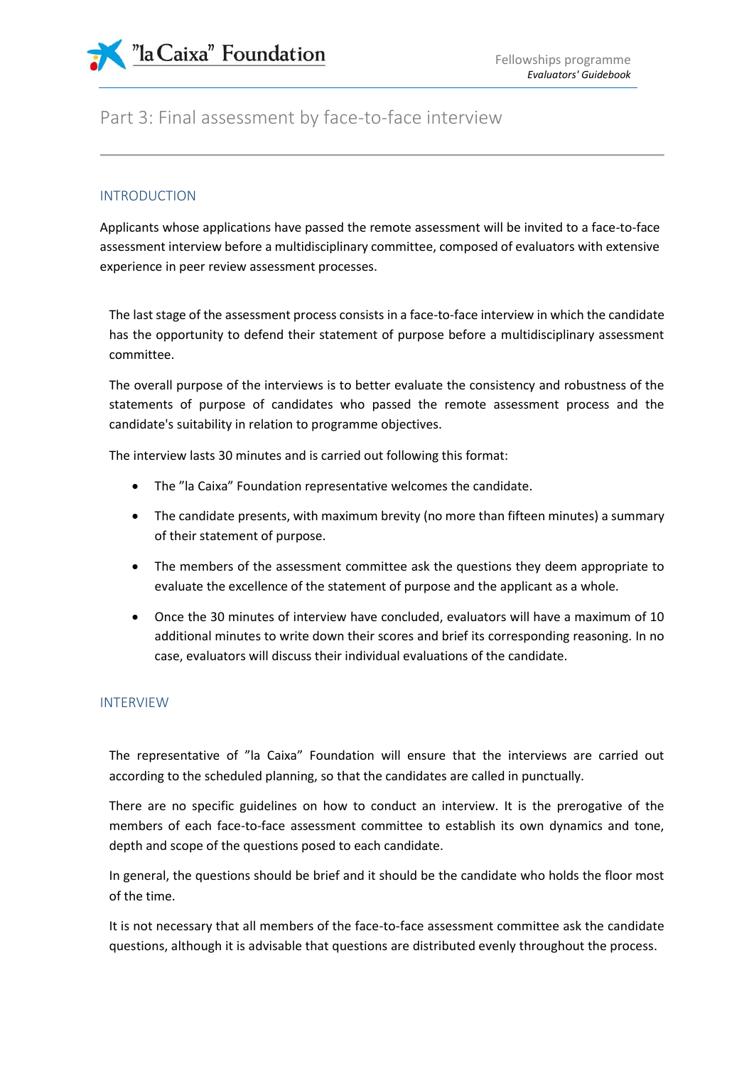# Part 3: Final assessment by face-to-face interview

## INTRODUCTION

Applicants whose applications have passed the remote assessment will be invited to a face-to-face assessment interview before a multidisciplinary committee, composed of evaluators with extensive experience in peer review assessment processes.

The last stage of the assessment process consists in a face-to-face interview in which the candidate has the opportunity to defend their statement of purpose before a multidisciplinary assessment committee.

The overall purpose of the interviews is to better evaluate the consistency and robustness of the statements of purpose of candidates who passed the remote assessment process and the candidate's suitability in relation to programme objectives.

The interview lasts 30 minutes and is carried out following this format:

- The ”la Caixa” Foundation representative welcomes the candidate.
- The candidate presents, with maximum brevity (no more than fifteen minutes) a summary of their statement of purpose.
- The members of the assessment committee ask the questions they deem appropriate to evaluate the excellence of the statement of purpose and the applicant as a whole.
- Once the 30 minutes of interview have concluded, evaluators will have a maximum of 10 additional minutes to write down their scores and brief its corresponding reasoning. In no case, evaluators will discuss their individual evaluations of the candidate.

## INTERVIEW

The representative of ”la Caixa” Foundation will ensure that the interviews are carried out according to the scheduled planning, so that the candidates are called in punctually.

There are no specific guidelines on how to conduct an interview. It is the prerogative of the members of each face-to-face assessment committee to establish its own dynamics and tone, depth and scope of the questions posed to each candidate.

In general, the questions should be brief and it should be the candidate who holds the floor most of the time.

It is not necessary that all members of the face-to-face assessment committee ask the candidate questions, although it is advisable that questions are distributed evenly throughout the process.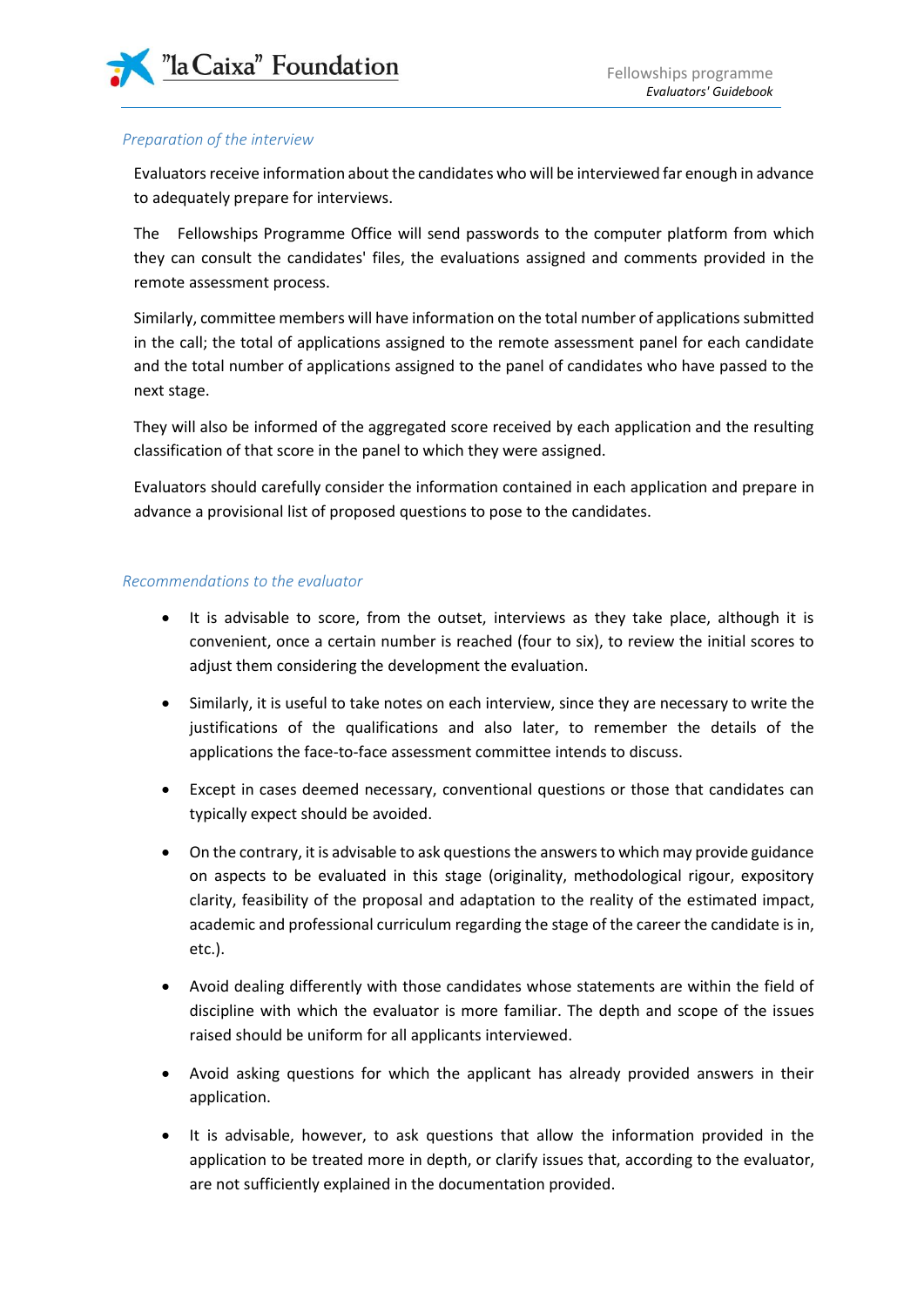### *Preparation of the interview*

Evaluators receive information about the candidates who will be interviewed far enough in advance to adequately prepare for interviews.

The Fellowships Programme Office will send passwords to the computer platform from which they can consult the candidates' files, the evaluations assigned and comments provided in the remote assessment process.

Similarly, committee members will have information on the total number of applications submitted in the call; the total of applications assigned to the remote assessment panel for each candidate and the total number of applications assigned to the panel of candidates who have passed to the next stage.

They will also be informed of the aggregated score received by each application and the resulting classification of that score in the panel to which they were assigned.

Evaluators should carefully consider the information contained in each application and prepare in advance a provisional list of proposed questions to pose to the candidates.

### *Recommendations to the evaluator*

- It is advisable to score, from the outset, interviews as they take place, although it is convenient, once a certain number is reached (four to six), to review the initial scores to adjust them considering the development the evaluation.
- Similarly, it is useful to take notes on each interview, since they are necessary to write the justifications of the qualifications and also later, to remember the details of the applications the face-to-face assessment committee intends to discuss.
- Except in cases deemed necessary, conventional questions or those that candidates can typically expect should be avoided.
- On the contrary, it is advisable to ask questions the answers to which may provide guidance on aspects to be evaluated in this stage (originality, methodological rigour, expository clarity, feasibility of the proposal and adaptation to the reality of the estimated impact, academic and professional curriculum regarding the stage of the career the candidate is in, etc.).
- Avoid dealing differently with those candidates whose statements are within the field of discipline with which the evaluator is more familiar. The depth and scope of the issues raised should be uniform for all applicants interviewed.
- Avoid asking questions for which the applicant has already provided answers in their application.
- It is advisable, however, to ask questions that allow the information provided in the application to be treated more in depth, or clarify issues that, according to the evaluator, are not sufficiently explained in the documentation provided.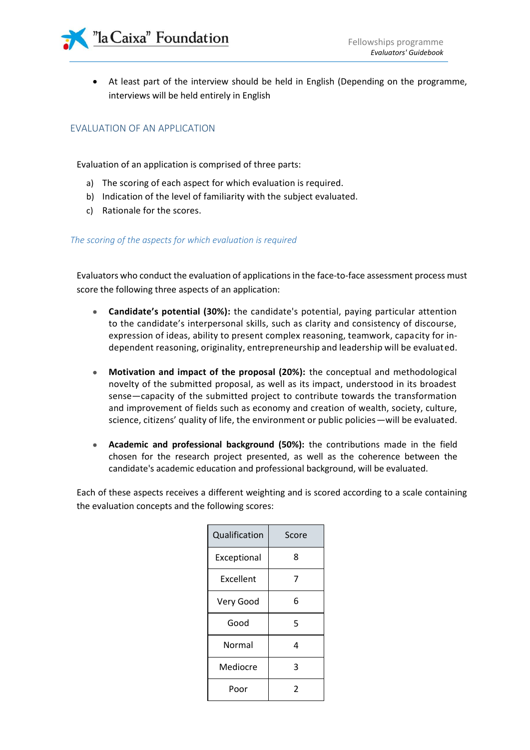- At least part of the interview should be held in English (Depending on the programme, interviews will be held entirely in English

## EVALUATION OF AN APPLICATION

Evaluation of an application is comprised of three parts:

a) The scoring of each aspect for which evaluation is required.
b) Indication of the level of familiarity with the subject evaluated.
c) Rationale for the scores.

### *The scoring of the aspects for which evaluation is required*

Evaluators who conduct the evaluation of applications in the face-to-face assessment process must score the following three aspects of an application:

- **Candidate's potential (30%):** the candidate's potential, paying particular attention to the candidate's interpersonal skills, such as clarity and consistency of discourse, expression of ideas, ability to present complex reasoning, teamwork, capacity for independent reasoning, originality, entrepreneurship and leadership will be evaluated.

- **Motivation and impact of the proposal (20%):** the conceptual and methodological novelty of the submitted proposal, as well as its impact, understood in its broadest sense—capacity of the submitted project to contribute towards the transformation and improvement of fields such as economy and creation of wealth, society, culture, science, citizens' quality of life, the environment or public policies—will be evaluated.

- **Academic and professional background (50%):** the contributions made in the field chosen for the research project presented, as well as the coherence between the candidate's academic education and professional background, will be evaluated.

Each of these aspects receives a different weighting and is scored according to a scale containing the evaluation concepts and the following scores:

| Qualification | Score |
|---|---|
| Exceptional | 8 |
| Excellent | 7 |
| Very Good | 6 |
| Good | 5 |
| Normal | 4 |
| Mediocre | 3 |
| Poor | 2 |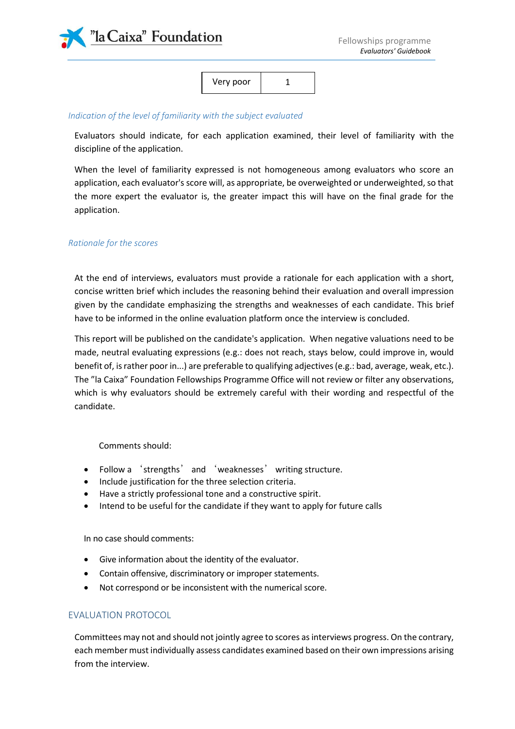| Very poor | 1 |
| --- | --- |

*Indication of the level of familiarity with the subject evaluated*

Evaluators should indicate, for each application examined, their level of familiarity with the discipline of the application.

When the level of familiarity expressed is not homogeneous among evaluators who score an application, each evaluator's score will, as appropriate, be overweighted or underweighted, so that the more expert the evaluator is, the greater impact this will have on the final grade for the application.

*Rationale for the scores*

At the end of interviews, evaluators must provide a rationale for each application with a short, concise written brief which includes the reasoning behind their evaluation and overall impression given by the candidate emphasizing the strengths and weaknesses of each candidate. This brief have to be informed in the online evaluation platform once the interview is concluded.

This report will be published on the candidate's application. When negative valuations need to be made, neutral evaluating expressions (e.g.: does not reach, stays below, could improve in, would benefit of, is rather poor in...) are preferable to qualifying adjectives (e.g.: bad, average, weak, etc.). The "la Caixa" Foundation Fellowships Programme Office will not review or filter any observations, which is why evaluators should be extremely careful with their wording and respectful of the candidate.

Comments should:

- Follow a 'strengths' and 'weaknesses' writing structure.
- Include justification for the three selection criteria.
- Have a strictly professional tone and a constructive spirit.
- Intend to be useful for the candidate if they want to apply for future calls

In no case should comments:

- Give information about the identity of the evaluator.
- Contain offensive, discriminatory or improper statements.
- Not correspond or be inconsistent with the numerical score.

## EVALUATION PROTOCOL

Committees may not and should not jointly agree to scores as interviews progress. On the contrary, each member must individually assess candidates examined based on their own impressions arising from the interview.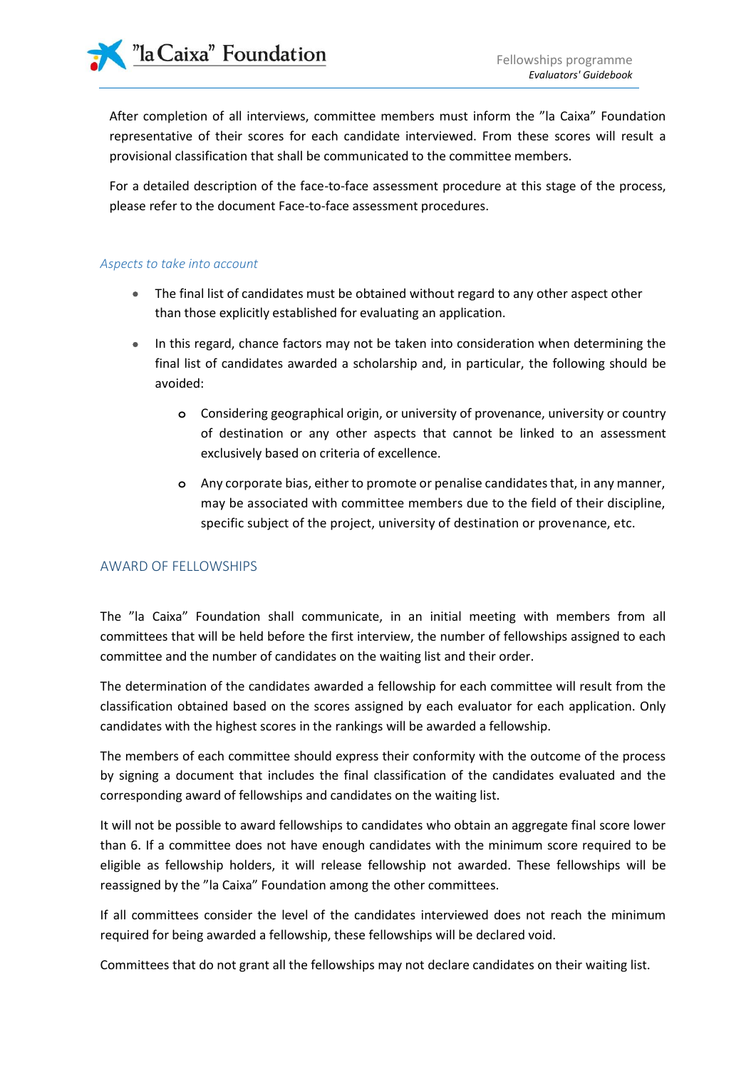After completion of all interviews, committee members must inform the ”la Caixa” Foundation representative of their scores for each candidate interviewed. From these scores will result a provisional classification that shall be communicated to the committee members.

For a detailed description of the face-to-face assessment procedure at this stage of the process, please refer to the document Face-to-face assessment procedures.

### *Aspects to take into account*

- The final list of candidates must be obtained without regard to any other aspect other than those explicitly established for evaluating an application.
- In this regard, chance factors may not be taken into consideration when determining the final list of candidates awarded a scholarship and, in particular, the following should be avoided:
    - Considering geographical origin, or university of provenance, university or country of destination or any other aspects that cannot be linked to an assessment exclusively based on criteria of excellence.
    - Any corporate bias, either to promote or penalise candidates that, in any manner, may be associated with committee members due to the field of their discipline, specific subject of the project, university of destination or provenance, etc.

## AWARD OF FELLOWSHIPS

The ”la Caixa” Foundation shall communicate, in an initial meeting with members from all committees that will be held before the first interview, the number of fellowships assigned to each committee and the number of candidates on the waiting list and their order.

The determination of the candidates awarded a fellowship for each committee will result from the classification obtained based on the scores assigned by each evaluator for each application. Only candidates with the highest scores in the rankings will be awarded a fellowship.

The members of each committee should express their conformity with the outcome of the process by signing a document that includes the final classification of the candidates evaluated and the corresponding award of fellowships and candidates on the waiting list.

It will not be possible to award fellowships to candidates who obtain an aggregate final score lower than 6. If a committee does not have enough candidates with the minimum score required to be eligible as fellowship holders, it will release fellowship not awarded. These fellowships will be reassigned by the ”la Caixa” Foundation among the other committees.

If all committees consider the level of the candidates interviewed does not reach the minimum required for being awarded a fellowship, these fellowships will be declared void.

Committees that do not grant all the fellowships may not declare candidates on their waiting list.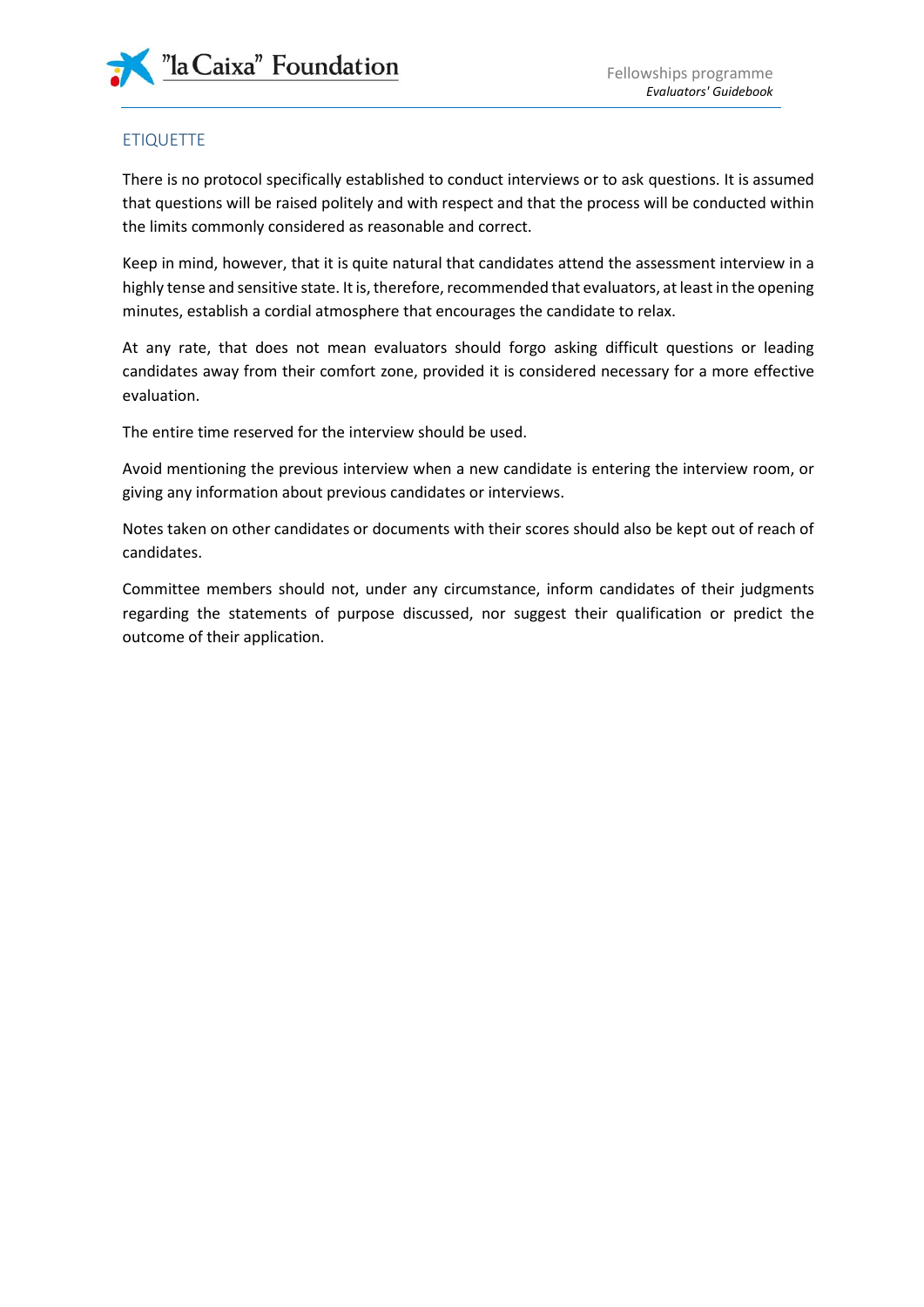## ETIQUETTE

There is no protocol specifically established to conduct interviews or to ask questions. It is assumed that questions will be raised politely and with respect and that the process will be conducted within the limits commonly considered as reasonable and correct.

Keep in mind, however, that it is quite natural that candidates attend the assessment interview in a highly tense and sensitive state. It is, therefore, recommended that evaluators, at least in the opening minutes, establish a cordial atmosphere that encourages the candidate to relax.

At any rate, that does not mean evaluators should forgo asking difficult questions or leading candidates away from their comfort zone, provided it is considered necessary for a more effective evaluation.

The entire time reserved for the interview should be used.

Avoid mentioning the previous interview when a new candidate is entering the interview room, or giving any information about previous candidates or interviews.

Notes taken on other candidates or documents with their scores should also be kept out of reach of candidates.

Committee members should not, under any circumstance, inform candidates of their judgments regarding the statements of purpose discussed, nor suggest their qualification or predict the outcome of their application.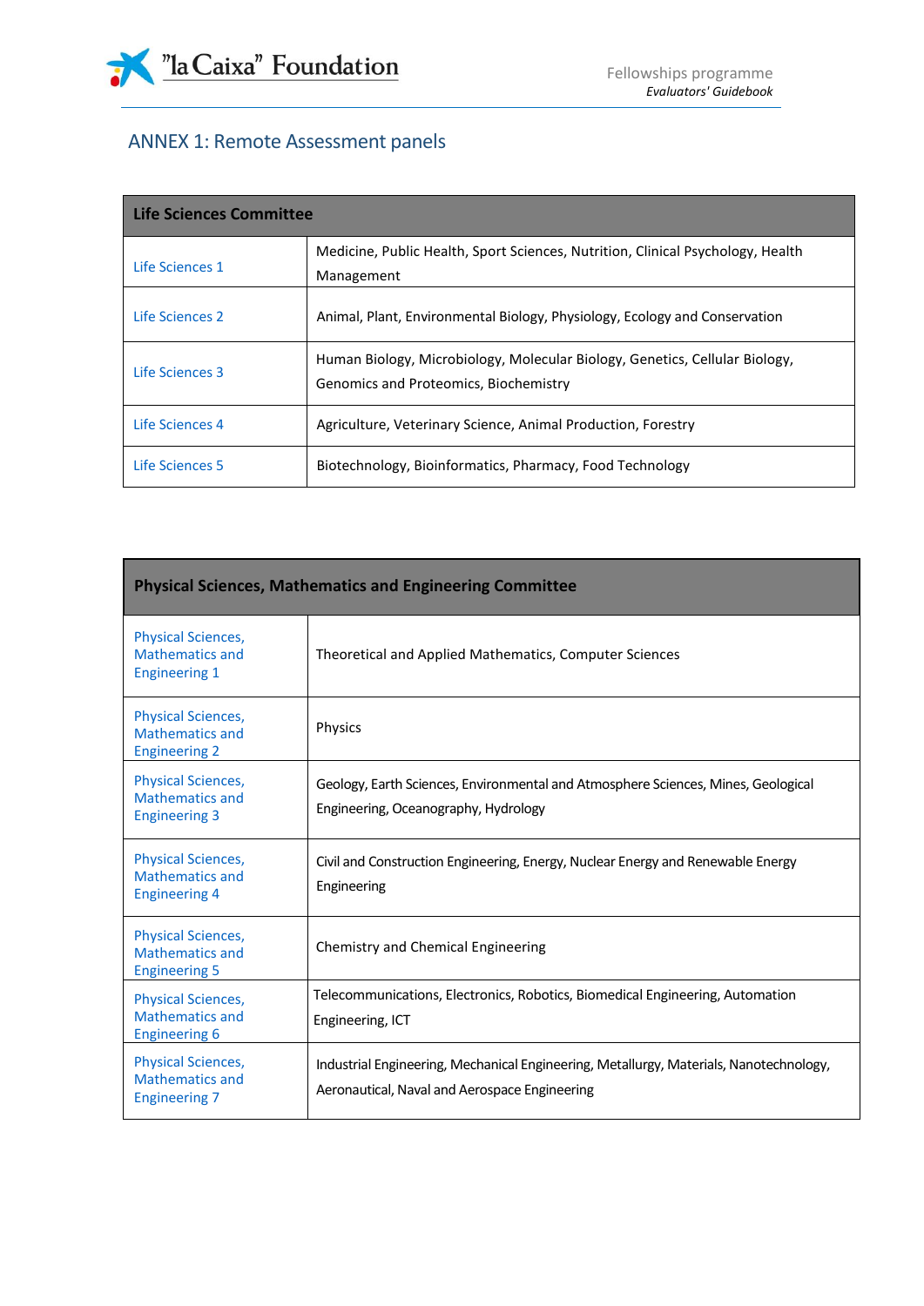## ANNEX 1: Remote Assessment panels

| Life Sciences Committee | |
|---|---|
| Life Sciences 1 | Medicine, Public Health, Sport Sciences, Nutrition, Clinical Psychology, Health Management |
| Life Sciences 2 | Animal, Plant, Environmental Biology, Physiology, Ecology and Conservation |
| Life Sciences 3 | Human Biology, Microbiology, Molecular Biology, Genetics, Cellular Biology, Genomics and Proteomics, Biochemistry |
| Life Sciences 4 | Agriculture, Veterinary Science, Animal Production, Forestry |
| Life Sciences 5 | Biotechnology, Bioinformatics, Pharmacy, Food Technology |

| Physical Sciences, Mathematics and Engineering Committee | |
|---|---|
| Physical Sciences, Mathematics and Engineering 1 | Theoretical and Applied Mathematics, Computer Sciences |
| Physical Sciences, Mathematics and Engineering 2 | Physics |
| Physical Sciences, Mathematics and Engineering 3 | Geology, Earth Sciences, Environmental and Atmosphere Sciences, Mines, Geological Engineering, Oceanography, Hydrology |
| Physical Sciences, Mathematics and Engineering 4 | Civil and Construction Engineering, Energy, Nuclear Energy and Renewable Energy Engineering |
| Physical Sciences, Mathematics and Engineering 5 | Chemistry and Chemical Engineering |
| Physical Sciences, Mathematics and Engineering 6 | Telecommunications, Electronics, Robotics, Biomedical Engineering, Automation Engineering, ICT |
| Physical Sciences, Mathematics and Engineering 7 | Industrial Engineering, Mechanical Engineering, Metallurgy, Materials, Nanotechnology, Aeronautical, Naval and Aerospace Engineering |